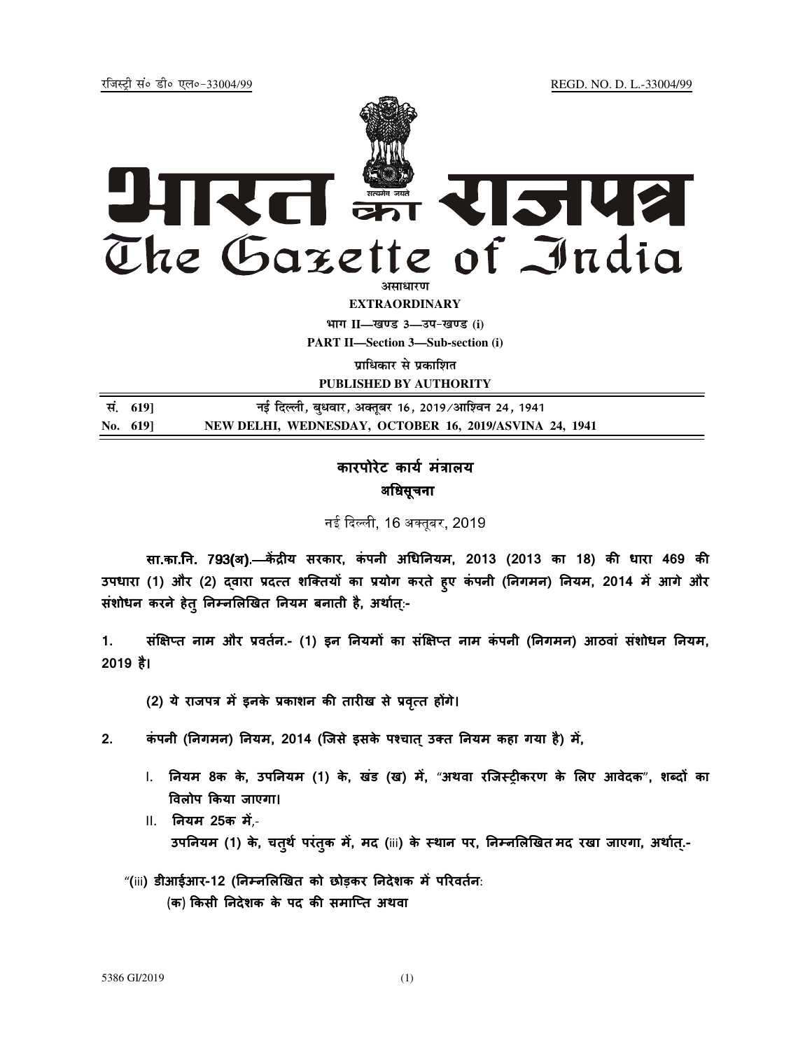रजिस्ट्री सं० डी० एल०-33004/99 REGD. NO. D. L.-33004/99

# भारत का राजपत्र
# The Gazette of India

**असाधारण**
**EXTRAORDINARY**
**भाग II—खण्ड 3—उप-खण्ड (i)**
**PART II—Section 3—Sub-section (i)**
**प्राधिकार से प्रकाशित**
**PUBLISHED BY AUTHORITY**

| सं. 619] | नई दिल्ली, बुधवार, अक्तूबर 16, 2019/आश्विन 24, 1941 |
|---|---|
| No. 619] | NEW DELHI, WEDNESDAY, OCTOBER 16, 2019/ASVINA 24, 1941 |

## कारपोरेट कार्य मंत्रालय

### अधिसूचना

नई दिल्ली, 16 अक्तूबर, 2019

**सा.का.नि. 793(अ).—केंद्रीय सरकार, कंपनी अधिनियम, 2013 (2013 का 18) की धारा 469 की उपधारा (1) और (2) द्वारा प्रदत्त शक्तियों का प्रयोग करते हुए कंपनी (निगमन) नियम, 2014 में आगे और संशोधन करने हेतु निम्नलिखित नियम बनाती है, अर्थात्:-**

**1. संक्षिप्त नाम और प्रवर्तन.- (1) इन नियमों का संक्षिप्त नाम कंपनी (निगमन) आठवां संशोधन नियम, 2019 है।**

**(2) ये राजपत्र में इनके प्रकाशन की तारीख से प्रवृत्त होंगे।**

**2. कंपनी (निगमन) नियम, 2014 (जिसे इसके पश्चात् उक्त नियम कहा गया है) में,**

I. **नियम 8क के, उपनियम (1) के, खंड (ख) में, "अथवा रजिस्ट्रीकरण के लिए आवेदक", शब्दों का विलोप किया जाएगा।**

II. **नियम 25क में,-**
**उपनियम (1) के, चतुर्थ परंतुक में, मद (iii) के स्थान पर, निम्नलिखित मद रखा जाएगा, अर्थात्.-**

**"(iii) डीआईआर-12 (निम्नलिखित को छोड़कर निदेशक में परिवर्तन:**
**(क) किसी निदेशक के पद की समाप्ति अथवा**

5386 GI/2019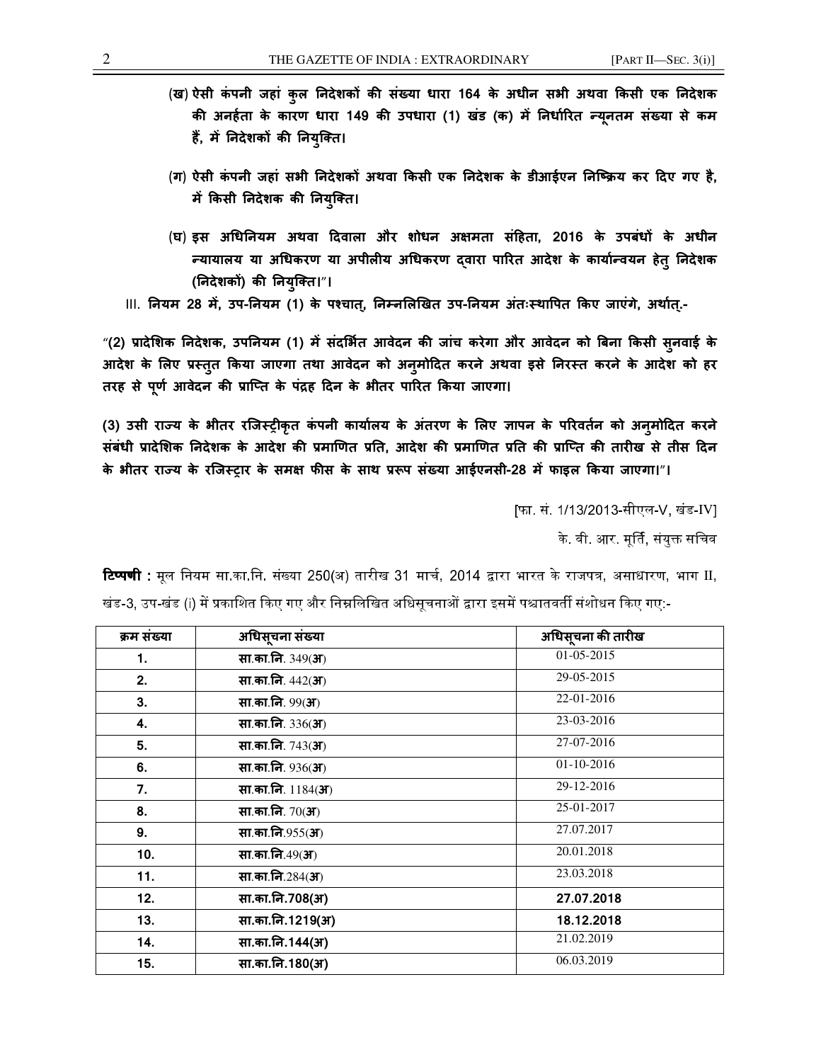(ख) ऐसी कंपनी जहां कुल निदेशकों की संख्या धारा 164 के अधीन सभी अथवा किसी एक निदेशक की अनर्हता के कारण धारा 149 की उपधारा (1) खंड (क) में निर्धारित न्यूनतम संख्या से कम हैं, में निदेशकों की नियुक्ति।

(ग) ऐसी कंपनी जहां सभी निदेशकों अथवा किसी एक निदेशक के डीआईएन निष्क्रिय कर दिए गए है, में किसी निदेशक की नियुक्ति।

(घ) इस अधिनियम अथवा दिवाला और शोधन अक्षमता संहिता, 2016 के उपबंधों के अधीन न्यायालय या अधिकरण या अपीलीय अधिकरण द्वारा पारित आदेश के कार्यान्वयन हेतु निदेशक (निदेशकों) की नियुक्ति।"।

III. नियम 28 में, उप-नियम (1) के पश्चात्, निम्नलिखित उप-नियम अंतःस्थापित किए जाएंगे, अर्थात्.-

"(2) प्रादेशिक निदेशक, उपनियम (1) में संदर्भित आवेदन की जांच करेगा और आवेदन को बिना किसी सुनवाई के आदेश के लिए प्रस्तुत किया जाएगा तथा आवेदन को अनुमोदित करने अथवा इसे निरस्त करने के आदेश को हर तरह से पूर्ण आवेदन की प्राप्ति के पंद्रह दिन के भीतर पारित किया जाएगा।

(3) उसी राज्य के भीतर रजिस्ट्रीकृत कंपनी कार्यालय के अंतरण के लिए ज्ञापन के परिवर्तन को अनुमोदित करने संबंधी प्रादेशिक निदेशक के आदेश की प्रमाणित प्रति, आदेश की प्रमाणित प्रति की प्राप्ति की तारीख से तीस दिन के भीतर राज्य के रजिस्ट्रार के समक्ष फीस के साथ प्ररूप संख्या आईएनसी-28 में फाइल किया जाएगा।"।

[फा. सं. 1/13/2013-सीएल-V, खंड-IV]

के. वी. आर. मूर्ति, संयुक्त सचिव

**टिप्पणी :** मूल नियम सा.का.नि. संख्या 250(अ) तारीख 31 मार्च, 2014 द्वारा भारत के राजपत्र, असाधारण, भाग II, खंड-3, उप-खंड (i) में प्रकाशित किए गए और निम्नलिखित अधिसूचनाओं द्वारा इसमें पश्चातवर्ती संशोधन किए गए:-

| क्रम संख्या | अधिसूचना संख्या | अधिसूचना की तारीख |
|---|---|---|
| 1. | सा.का.नि. 349(अ) | 01-05-2015 |
| 2. | सा.का.नि. 442(अ) | 29-05-2015 |
| 3. | सा.का.नि. 99(अ) | 22-01-2016 |
| 4. | सा.का.नि. 336(अ) | 23-03-2016 |
| 5. | सा.का.नि. 743(अ) | 27-07-2016 |
| 6. | सा.का.नि. 936(अ) | 01-10-2016 |
| 7. | सा.का.नि. 1184(अ) | 29-12-2016 |
| 8. | सा.का.नि. 70(अ) | 25-01-2017 |
| 9. | सा.का.नि.955(अ) | 27.07.2017 |
| 10. | सा.का.नि.49(अ) | 20.01.2018 |
| 11. | सा.का.नि.284(अ) | 23.03.2018 |
| 12. | सा.का.नि.708(अ) | 27.07.2018 |
| 13. | सा.का.नि.1219(अ) | 18.12.2018 |
| 14. | सा.का.नि.144(अ) | 21.02.2019 |
| 15. | सा.का.नि.180(अ) | 06.03.2019 |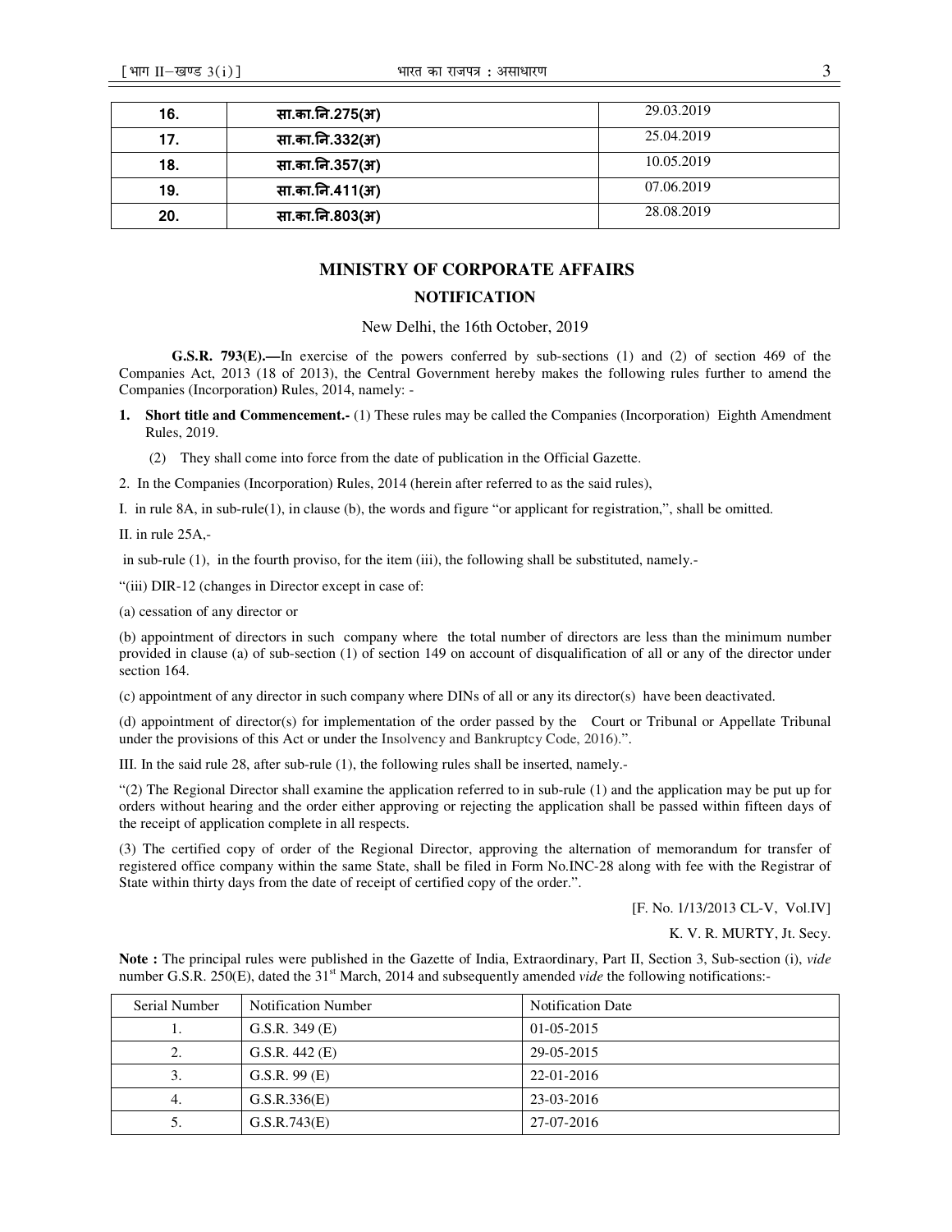| 16. | सा.का.नि.275(अ) | 29.03.2019 |
|---|---|---|
| 17. | सा.का.नि.332(अ) | 25.04.2019 |
| 18. | सा.का.नि.357(अ) | 10.05.2019 |
| 19. | सा.का.नि.411(अ) | 07.06.2019 |
| 20. | सा.का.नि.803(अ) | 28.08.2019 |

## MINISTRY OF CORPORATE AFFAIRS

### NOTIFICATION

New Delhi, the 16th October, 2019

**G.S.R. 793(E).—**In exercise of the powers conferred by sub-sections (1) and (2) of section 469 of the Companies Act, 2013 (18 of 2013), the Central Government hereby makes the following rules further to amend the Companies (Incorporation) Rules, 2014, namely: -

1. **Short title and Commencement.-** (1) These rules may be called the Companies (Incorporation) Eighth Amendment Rules, 2019.

   (2) They shall come into force from the date of publication in the Official Gazette.

2. In the Companies (Incorporation) Rules, 2014 (herein after referred to as the said rules),

I. in rule 8A, in sub-rule(1), in clause (b), the words and figure "or applicant for registration,", shall be omitted.

II. in rule 25A,-

in sub-rule (1), in the fourth proviso, for the item (iii), the following shall be substituted, namely.-

"(iii) DIR-12 (changes in Director except in case of:

(a) cessation of any director or

(b) appointment of directors in such company where the total number of directors are less than the minimum number provided in clause (a) of sub-section (1) of section 149 on account of disqualification of all or any of the director under section 164.

(c) appointment of any director in such company where DINs of all or any its director(s) have been deactivated.

(d) appointment of director(s) for implementation of the order passed by the Court or Tribunal or Appellate Tribunal under the provisions of this Act or under the Insolvency and Bankruptcy Code, 2016).".

III. In the said rule 28, after sub-rule (1), the following rules shall be inserted, namely.-

"(2) The Regional Director shall examine the application referred to in sub-rule (1) and the application may be put up for orders without hearing and the order either approving or rejecting the application shall be passed within fifteen days of the receipt of application complete in all respects.

(3) The certified copy of order of the Regional Director, approving the alternation of memorandum for transfer of registered office company within the same State, shall be filed in Form No.INC-28 along with fee with the Registrar of State within thirty days from the date of receipt of certified copy of the order.".

[F. No. 1/13/2013 CL-V, Vol.IV]

K. V. R. MURTY, Jt. Secy.

**Note :** The principal rules were published in the Gazette of India, Extraordinary, Part II, Section 3, Sub-section (i), *vide* number G.S.R. 250(E), dated the 31st March, 2014 and subsequently amended *vide* the following notifications:-

| Serial Number | Notification Number | Notification Date |
|---|---|---|
| 1. | G.S.R. 349 (E) | 01-05-2015 |
| 2. | G.S.R. 442 (E) | 29-05-2015 |
| 3. | G.S.R. 99 (E) | 22-01-2016 |
| 4. | G.S.R.336(E) | 23-03-2016 |
| 5. | G.S.R.743(E) | 27-07-2016 |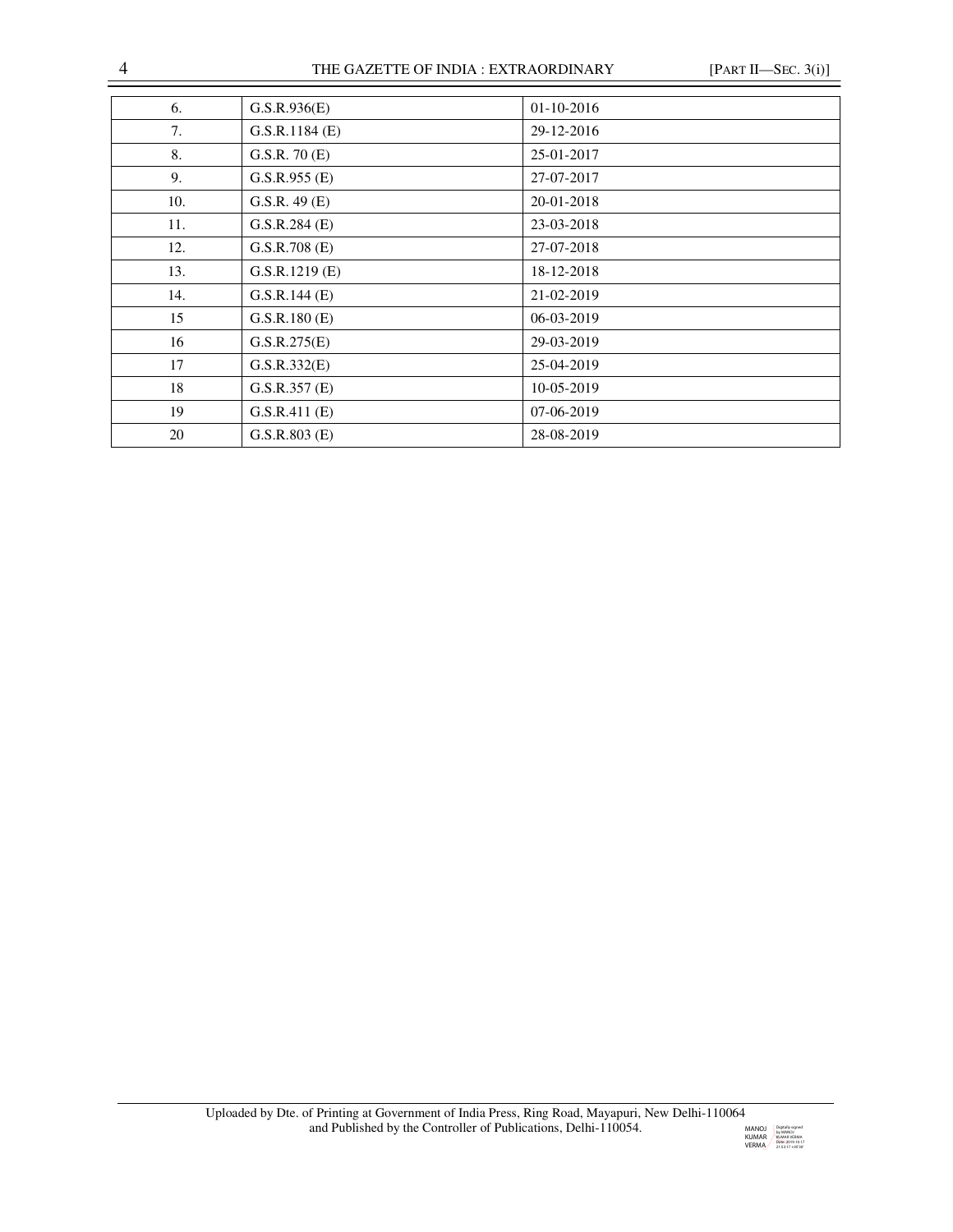| | | |
|---|---|---|
| 6. | G.S.R.936(E) | 01-10-2016 |
| 7. | G.S.R.1184 (E) | 29-12-2016 |
| 8. | G.S.R. 70 (E) | 25-01-2017 |
| 9. | G.S.R.955 (E) | 27-07-2017 |
| 10. | G.S.R. 49 (E) | 20-01-2018 |
| 11. | G.S.R.284 (E) | 23-03-2018 |
| 12. | G.S.R.708 (E) | 27-07-2018 |
| 13. | G.S.R.1219 (E) | 18-12-2018 |
| 14. | G.S.R.144 (E) | 21-02-2019 |
| 15 | G.S.R.180 (E) | 06-03-2019 |
| 16 | G.S.R.275(E) | 29-03-2019 |
| 17 | G.S.R.332(E) | 25-04-2019 |
| 18 | G.S.R.357 (E) | 10-05-2019 |
| 19 | G.S.R.411 (E) | 07-06-2019 |
| 20 | G.S.R.803 (E) | 28-08-2019 |

Uploaded by Dte. of Printing at Government of India Press, Ring Road, Mayapuri, New Delhi-110064 and Published by the Controller of Publications, Delhi-110054.

MANOJ KUMAR VERMA